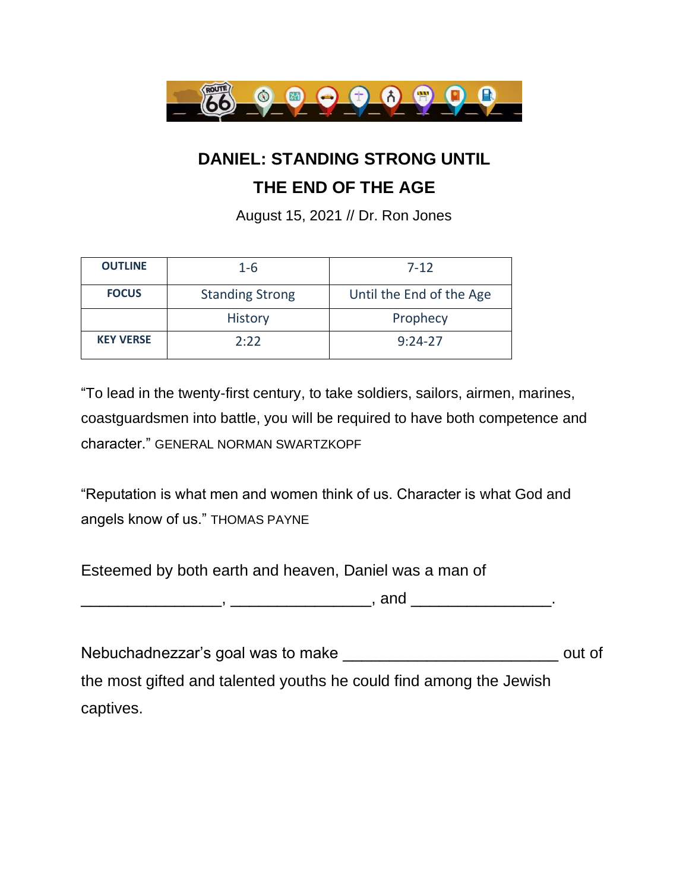# DANIEL: STANDING STRONG UNTIL THE END OF THE AGE

August 15, 2021 // Dr. Ron Jones

| OUTLINE | 1-6 | 7-12 |
|---|---|---|
| FOCUS | Standing Strong | Until the End of the Age |
| | History | Prophecy |
| KEY VERSE | 2:22 | 9:24-27 |

"To lead in the twenty-first century, to take soldiers, sailors, airmen, marines, coastguardsmen into battle, you will be required to have both competence and character." GENERAL NORMAN SWARTZKOPF

"Reputation is what men and women think of us. Character is what God and angels know of us." THOMAS PAYNE

Esteemed by both earth and heaven, Daniel was a man of ________________, ________________, and ________________.

Nebuchadnezzar's goal was to make ________________________ out of the most gifted and talented youths he could find among the Jewish captives.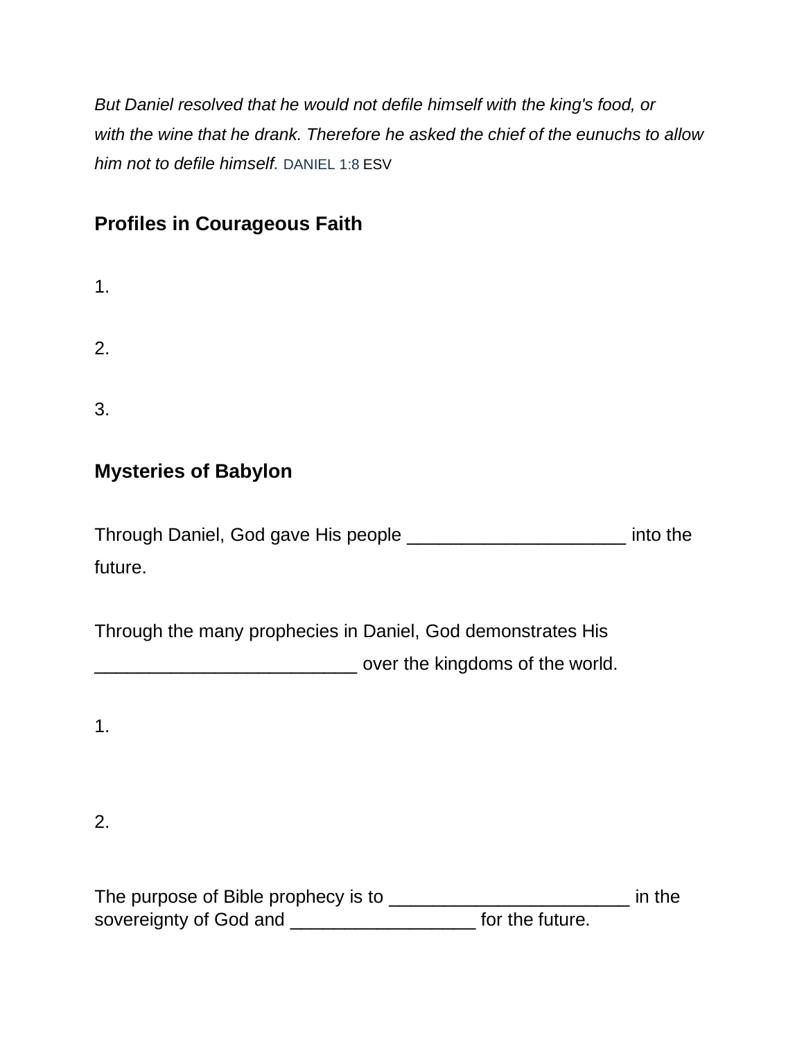*But Daniel resolved that he would not defile himself with the king's food, or with the wine that he drank. Therefore he asked the chief of the eunuchs to allow him not to defile himself.* DANIEL 1:8 ESV

## Profiles in Courageous Faith

1.

2.

3.

## Mysteries of Babylon

Through Daniel, God gave His people _____________________ into the future.

Through the many prophecies in Daniel, God demonstrates His _________________________ over the kingdoms of the world.

1.

2.

The purpose of Bible prophecy is to _______________________ in the sovereignty of God and __________________ for the future.